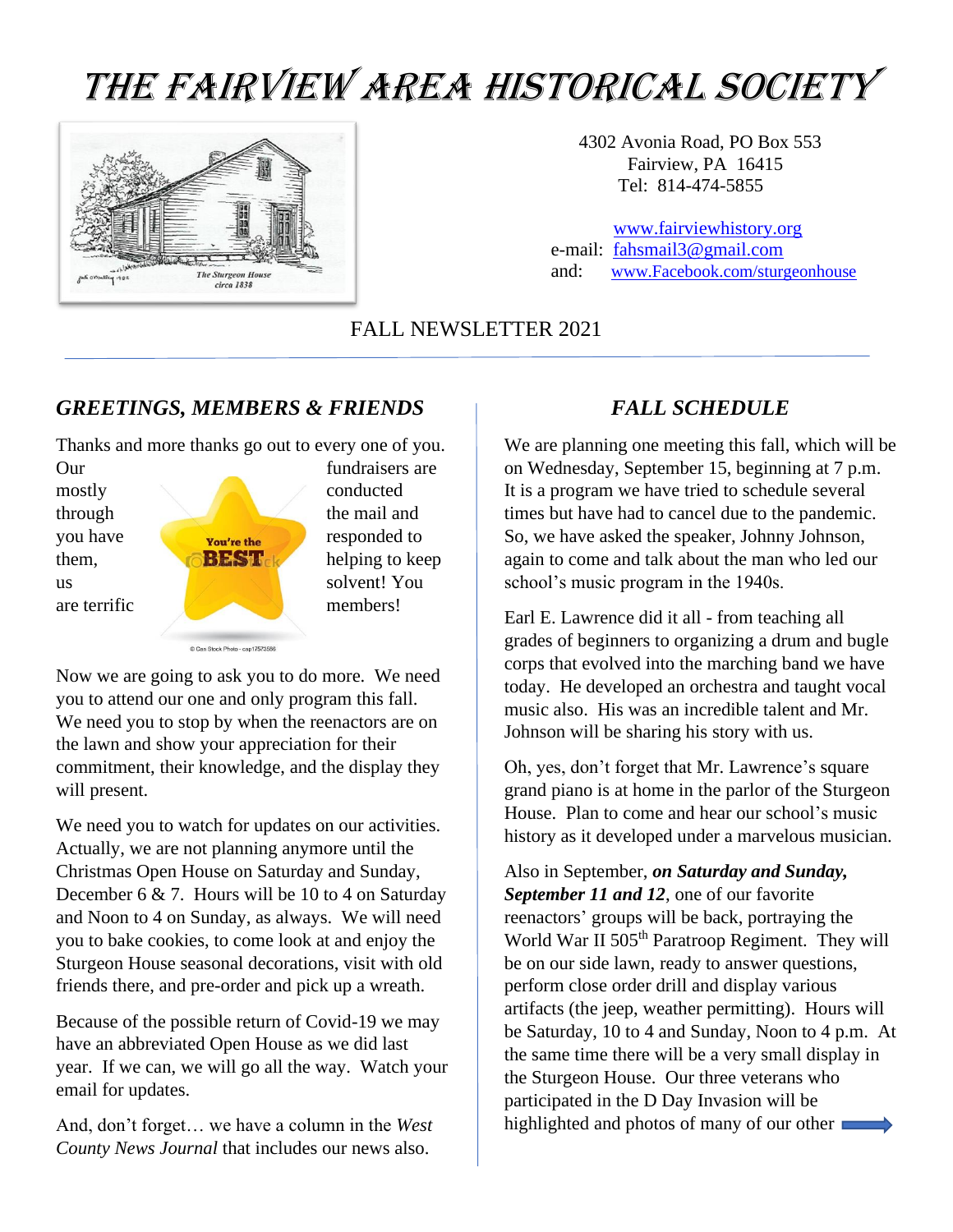The Fairview Area Historical Society

4302 Avonia Road, PO Box 553
Fairview, PA 16415
Tel: 814-474-5855

www.fairviewhistory.org
e-mail: fahsmail3@gmail.com
and: www.Facebook.com/sturgeonhouse

The Sturgeon House circa 1838

FALL NEWSLETTER 2021

## *GREETINGS, MEMBERS & FRIENDS*

Thanks and more thanks go out to every one of you. Our fundraisers are mostly conducted through the mail and you have responded to them, helping to keep us solvent! You are terrific members!

Now we are going to ask you to do more. We need you to attend our one and only program this fall. We need you to stop by when the reenactors are on the lawn and show your appreciation for their commitment, their knowledge, and the display they will present.

We need you to watch for updates on our activities. Actually, we are not planning anymore until the Christmas Open House on Saturday and Sunday, December 6 & 7. Hours will be 10 to 4 on Saturday and Noon to 4 on Sunday, as always. We will need you to bake cookies, to come look at and enjoy the Sturgeon House seasonal decorations, visit with old friends there, and pre-order and pick up a wreath.

Because of the possible return of Covid-19 we may have an abbreviated Open House as we did last year. If we can, we will go all the way. Watch your email for updates.

And, don't forget… we have a column in the *West County News Journal* that includes our news also.

## *FALL SCHEDULE*

We are planning one meeting this fall, which will be on Wednesday, September 15, beginning at 7 p.m. It is a program we have tried to schedule several times but have had to cancel due to the pandemic. So, we have asked the speaker, Johnny Johnson, again to come and talk about the man who led our school's music program in the 1940s.

Earl E. Lawrence did it all - from teaching all grades of beginners to organizing a drum and bugle corps that evolved into the marching band we have today. He developed an orchestra and taught vocal music also. His was an incredible talent and Mr. Johnson will be sharing his story with us.

Oh, yes, don't forget that Mr. Lawrence's square grand piano is at home in the parlor of the Sturgeon House. Plan to come and hear our school's music history as it developed under a marvelous musician.

Also in September, ***on Saturday and Sunday, September 11 and 12***, one of our favorite reenactors' groups will be back, portraying the World War II 505th Paratroop Regiment. They will be on our side lawn, ready to answer questions, perform close order drill and display various artifacts (the jeep, weather permitting). Hours will be Saturday, 10 to 4 and Sunday, Noon to 4 p.m. At the same time there will be a very small display in the Sturgeon House. Our three veterans who participated in the D Day Invasion will be highlighted and photos of many of our other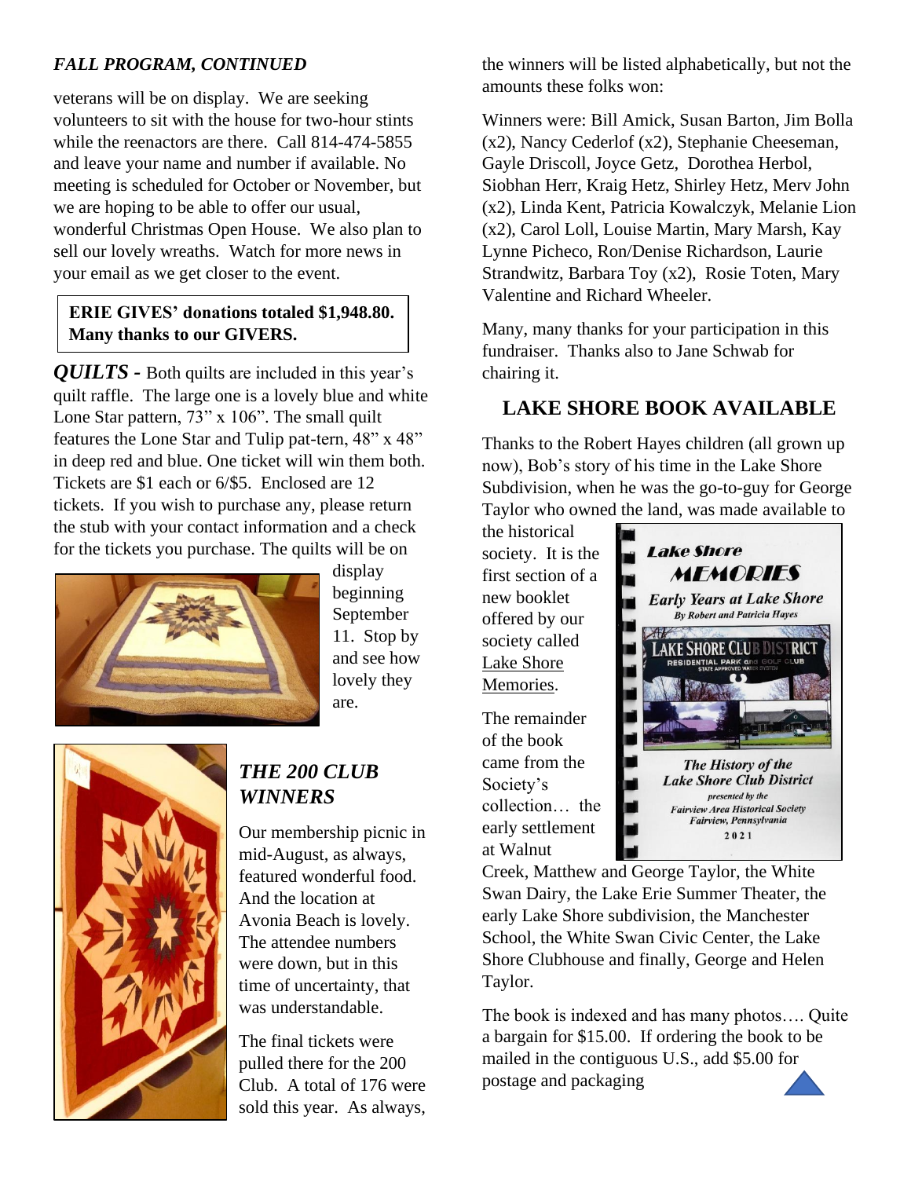*FALL PROGRAM, CONTINUED*

veterans will be on display. We are seeking volunteers to sit with the house for two-hour stints while the reenactors are there. Call 814-474-5855 and leave your name and number if available. No meeting is scheduled for October or November, but we are hoping to be able to offer our usual, wonderful Christmas Open House. We also plan to sell our lovely wreaths. Watch for more news in your email as we get closer to the event.

**ERIE GIVES' donations totaled $1,948.80. Many thanks to our GIVERS.**

***QUILTS -*** Both quilts are included in this year's quilt raffle. The large one is a lovely blue and white Lone Star pattern, 73" x 106". The small quilt features the Lone Star and Tulip pat-tern, 48" x 48" in deep red and blue. One ticket will win them both. Tickets are $1 each or 6/$5. Enclosed are 12 tickets. If you wish to purchase any, please return the stub with your contact information and a check for the tickets you purchase. The quilts will be on display beginning September 11. Stop by and see how lovely they are.

## *THE 200 CLUB WINNERS*

Our membership picnic in mid-August, as always, featured wonderful food. And the location at Avonia Beach is lovely. The attendee numbers were down, but in this time of uncertainty, that was understandable.

The final tickets were pulled there for the 200 Club. A total of 176 were sold this year. As always, the winners will be listed alphabetically, but not the amounts these folks won:

Winners were: Bill Amick, Susan Barton, Jim Bolla (x2), Nancy Cederlof (x2), Stephanie Cheeseman, Gayle Driscoll, Joyce Getz, Dorothea Herbol, Siobhan Herr, Kraig Hetz, Shirley Hetz, Merv John (x2), Linda Kent, Patricia Kowalczyk, Melanie Lion (x2), Carol Loll, Louise Martin, Mary Marsh, Kay Lynne Picheco, Ron/Denise Richardson, Laurie Strandwitz, Barbara Toy (x2), Rosie Toten, Mary Valentine and Richard Wheeler.

Many, many thanks for your participation in this fundraiser. Thanks also to Jane Schwab for chairing it.

## LAKE SHORE BOOK AVAILABLE

Thanks to the Robert Hayes children (all grown up now), Bob's story of his time in the Lake Shore Subdivision, when he was the go-to-guy for George Taylor who owned the land, was made available to the historical society. It is the first section of a new booklet offered by our society called Lake Shore Memories.

The remainder of the book came from the Society's collection… the early settlement at Walnut Creek, Matthew and George Taylor, the White Swan Dairy, the Lake Erie Summer Theater, the early Lake Shore subdivision, the Manchester School, the White Swan Civic Center, the Lake Shore Clubhouse and finally, George and Helen Taylor.

The book is indexed and has many photos…. Quite a bargain for $15.00. If ordering the book to be mailed in the contiguous U.S., add $5.00 for postage and packaging